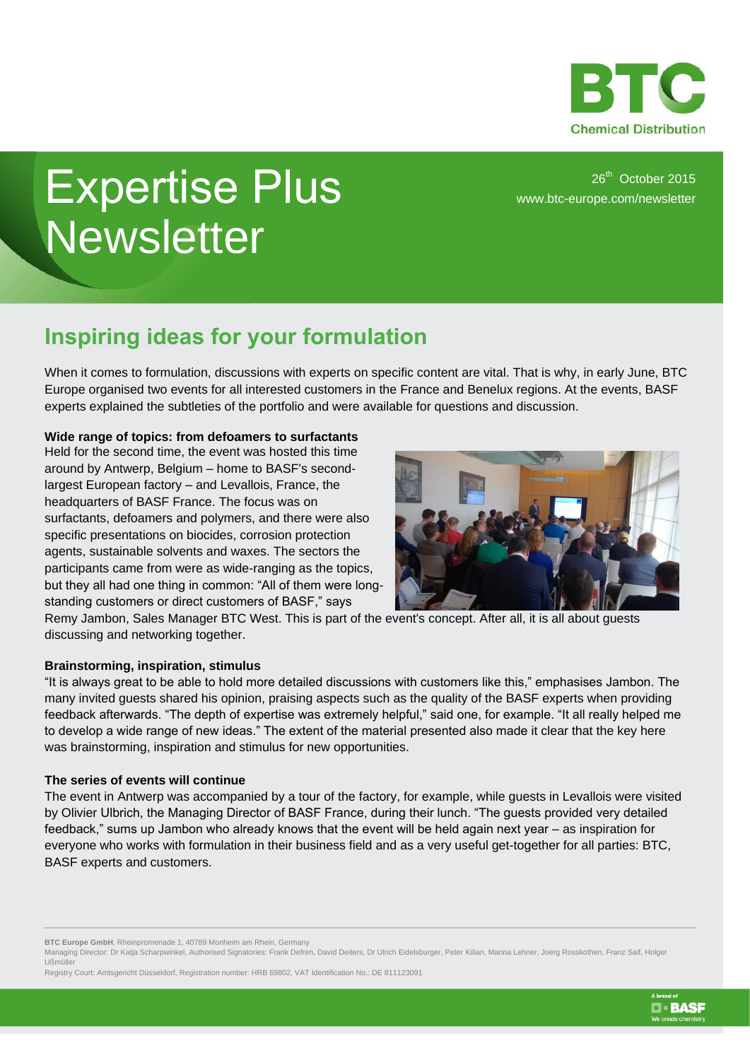BTC Chemical Distribution

# Expertise Plus Newsletter

26th October 2015
www.btc-europe.com/newsletter

## Inspiring ideas for your formulation

When it comes to formulation, discussions with experts on specific content are vital. That is why, in early June, BTC Europe organised two events for all interested customers in the France and Benelux regions. At the events, BASF experts explained the subtleties of the portfolio and were available for questions and discussion.

**Wide range of topics: from defoamers to surfactants**

Held for the second time, the event was hosted this time around by Antwerp, Belgium – home to BASF's second-largest European factory – and Levallois, France, the headquarters of BASF France. The focus was on surfactants, defoamers and polymers, and there were also specific presentations on biocides, corrosion protection agents, sustainable solvents and waxes. The sectors the participants came from were as wide-ranging as the topics, but they all had one thing in common: "All of them were long-standing customers or direct customers of BASF," says Remy Jambon, Sales Manager BTC West. This is part of the event's concept. After all, it is all about guests discussing and networking together.

**Brainstorming, inspiration, stimulus**

"It is always great to be able to hold more detailed discussions with customers like this," emphasises Jambon. The many invited guests shared his opinion, praising aspects such as the quality of the BASF experts when providing feedback afterwards. "The depth of expertise was extremely helpful," said one, for example. "It all really helped me to develop a wide range of new ideas." The extent of the material presented also made it clear that the key here was brainstorming, inspiration and stimulus for new opportunities.

**The series of events will continue**

The event in Antwerp was accompanied by a tour of the factory, for example, while guests in Levallois were visited by Olivier Ulbrich, the Managing Director of BASF France, during their lunch. "The guests provided very detailed feedback," sums up Jambon who already knows that the event will be held again next year – as inspiration for everyone who works with formulation in their business field and as a very useful get-together for all parties: BTC, BASF experts and customers.

---

**BTC Europe GmbH**, Rheinpromenade 1, 40789 Monheim am Rhein, Germany
Managing Director: Dr Katja Scharpwinkel, Authorised Signatories: Frank Defren, David Deiters, Dr Ulrich Eidelsburger, Peter Kilian, Marina Lehner, Joerg Rosskothen, Franz Saif, Holger Ußmüller
Registry Court: Amtsgericht Düsseldorf, Registration number: HRB 69802, VAT Identification No.: DE 811123091

A brand of BASF – We create chemistry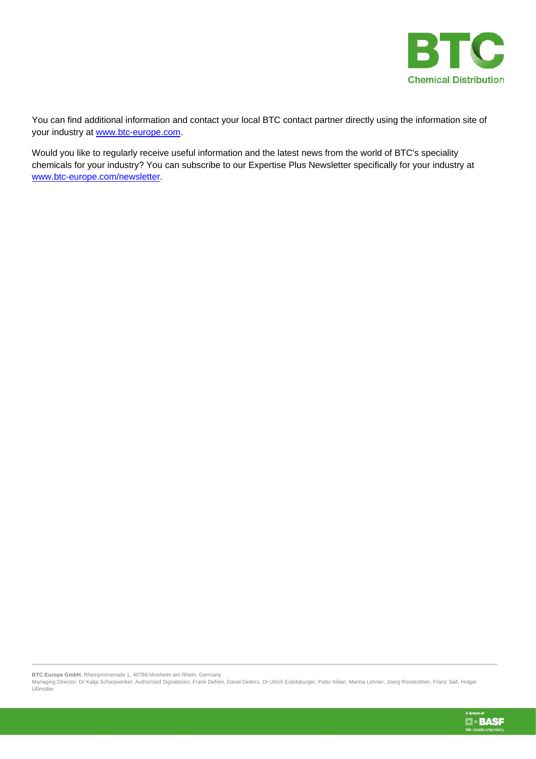You can find additional information and contact your local BTC contact partner directly using the information site of your industry at [www.btc-europe.com](http://www.btc-europe.com).

Would you like to regularly receive useful information and the latest news from the world of BTC's speciality chemicals for your industry? You can subscribe to our Expertise Plus Newsletter specifically for your industry at [www.btc-europe.com/newsletter](http://www.btc-europe.com/newsletter).

**BTC Europe GmbH**, Rheinpromenade 1, 40789 Monheim am Rhein, Germany
Managing Director: Dr Katja Scharpwinkel, Authorised Signatories: Frank Defren, David Deiters, Dr Ulrich Eidelsburger, Peter Kilian, Marina Lehner, Joerg Rosskothen, Franz Saif, Holger Ußmüller